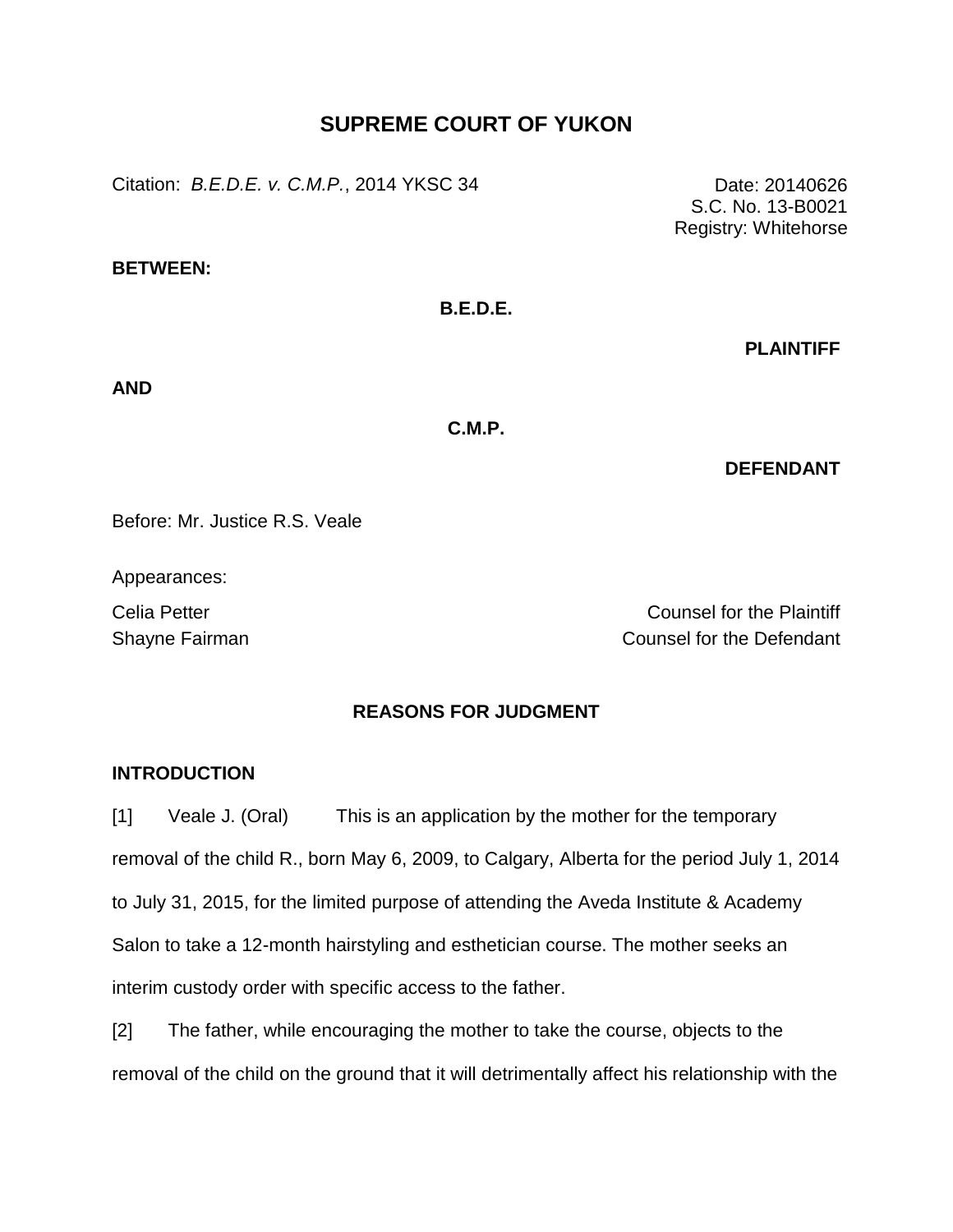# SUPREME COURT OF YUKON

Citation: *B.E.D.E. v. C.M.P.*, 2014 YKSC 34

Date: 20140626
S.C. No. 13-B0021
Registry: Whitehorse

**BETWEEN:**

**B.E.D.E.**

**PLAINTIFF**

**AND**

**C.M.P.**

**DEFENDANT**

Before: Mr. Justice R.S. Veale

Appearances:

Celia Petter — Counsel for the Plaintiff
Shayne Fairman — Counsel for the Defendant

## REASONS FOR JUDGMENT

### INTRODUCTION

[1] Veale J. (Oral) This is an application by the mother for the temporary removal of the child R., born May 6, 2009, to Calgary, Alberta for the period July 1, 2014 to July 31, 2015, for the limited purpose of attending the Aveda Institute & Academy Salon to take a 12-month hairstyling and esthetician course. The mother seeks an interim custody order with specific access to the father.

[2] The father, while encouraging the mother to take the course, objects to the removal of the child on the ground that it will detrimentally affect his relationship with the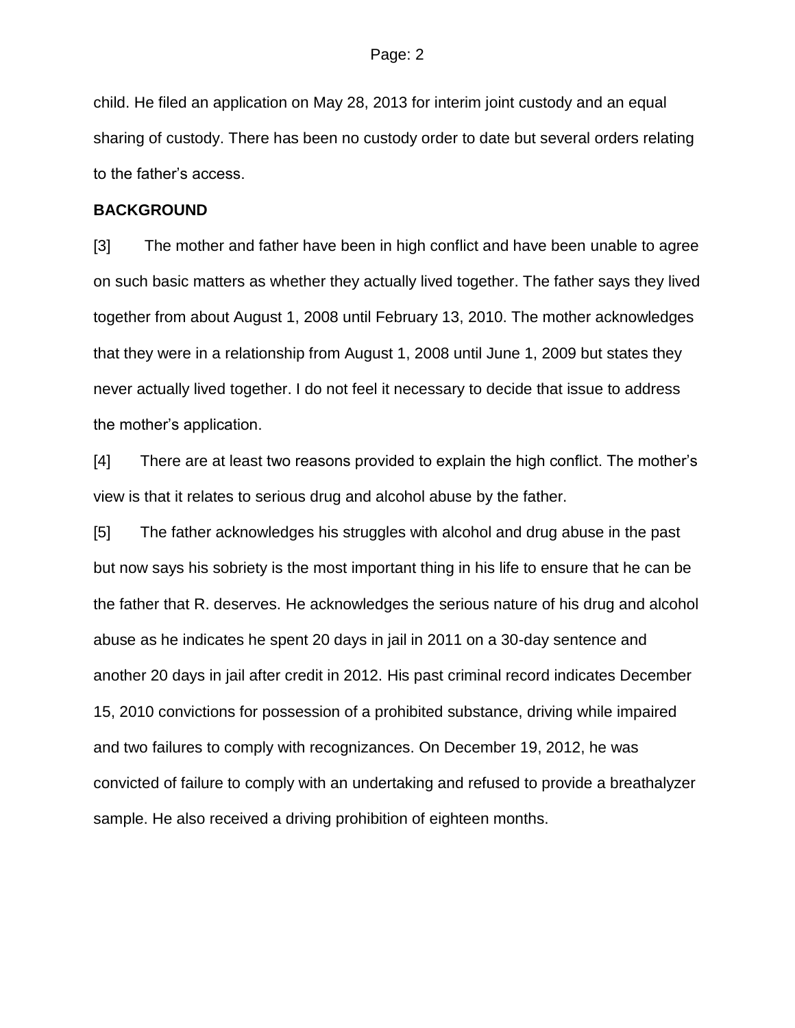child. He filed an application on May 28, 2013 for interim joint custody and an equal sharing of custody. There has been no custody order to date but several orders relating to the father's access.

**BACKGROUND**

[3] The mother and father have been in high conflict and have been unable to agree on such basic matters as whether they actually lived together. The father says they lived together from about August 1, 2008 until February 13, 2010. The mother acknowledges that they were in a relationship from August 1, 2008 until June 1, 2009 but states they never actually lived together. I do not feel it necessary to decide that issue to address the mother's application.

[4] There are at least two reasons provided to explain the high conflict. The mother's view is that it relates to serious drug and alcohol abuse by the father.

[5] The father acknowledges his struggles with alcohol and drug abuse in the past but now says his sobriety is the most important thing in his life to ensure that he can be the father that R. deserves. He acknowledges the serious nature of his drug and alcohol abuse as he indicates he spent 20 days in jail in 2011 on a 30-day sentence and another 20 days in jail after credit in 2012. His past criminal record indicates December 15, 2010 convictions for possession of a prohibited substance, driving while impaired and two failures to comply with recognizances. On December 19, 2012, he was convicted of failure to comply with an undertaking and refused to provide a breathalyzer sample. He also received a driving prohibition of eighteen months.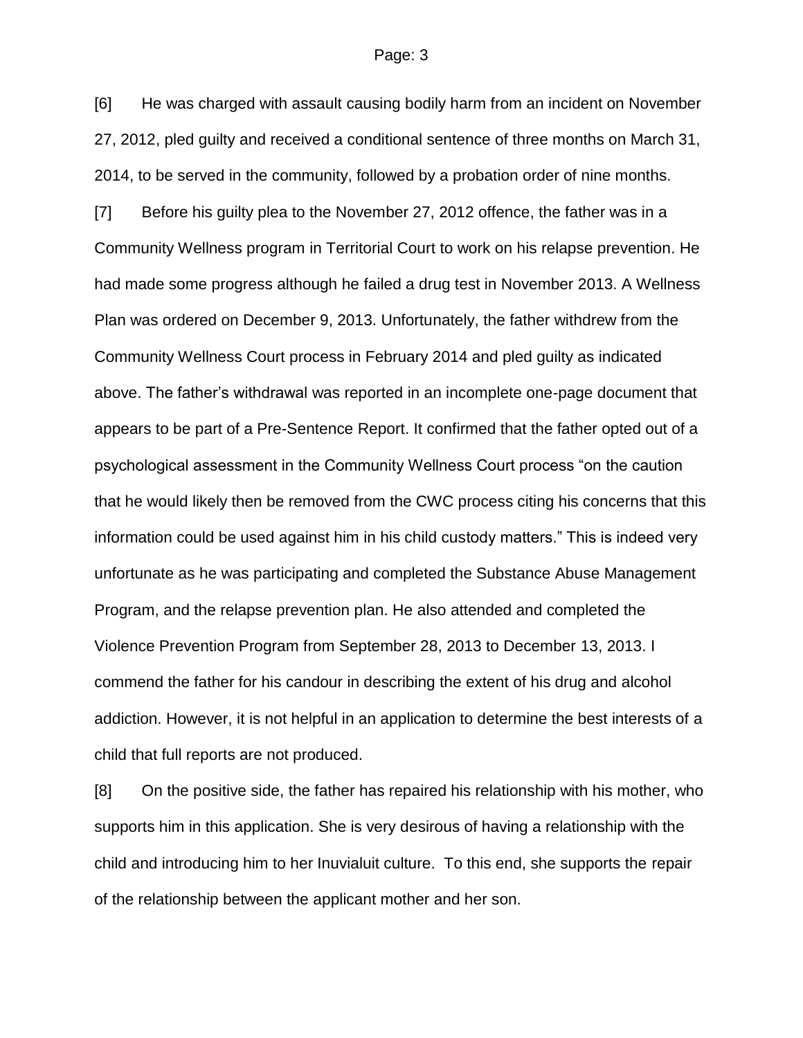[6] He was charged with assault causing bodily harm from an incident on November 27, 2012, pled guilty and received a conditional sentence of three months on March 31, 2014, to be served in the community, followed by a probation order of nine months.

[7] Before his guilty plea to the November 27, 2012 offence, the father was in a Community Wellness program in Territorial Court to work on his relapse prevention. He had made some progress although he failed a drug test in November 2013. A Wellness Plan was ordered on December 9, 2013. Unfortunately, the father withdrew from the Community Wellness Court process in February 2014 and pled guilty as indicated above. The father's withdrawal was reported in an incomplete one-page document that appears to be part of a Pre-Sentence Report. It confirmed that the father opted out of a psychological assessment in the Community Wellness Court process "on the caution that he would likely then be removed from the CWC process citing his concerns that this information could be used against him in his child custody matters." This is indeed very unfortunate as he was participating and completed the Substance Abuse Management Program, and the relapse prevention plan. He also attended and completed the Violence Prevention Program from September 28, 2013 to December 13, 2013. I commend the father for his candour in describing the extent of his drug and alcohol addiction. However, it is not helpful in an application to determine the best interests of a child that full reports are not produced.

[8] On the positive side, the father has repaired his relationship with his mother, who supports him in this application. She is very desirous of having a relationship with the child and introducing him to her Inuvialuit culture. To this end, she supports the repair of the relationship between the applicant mother and her son.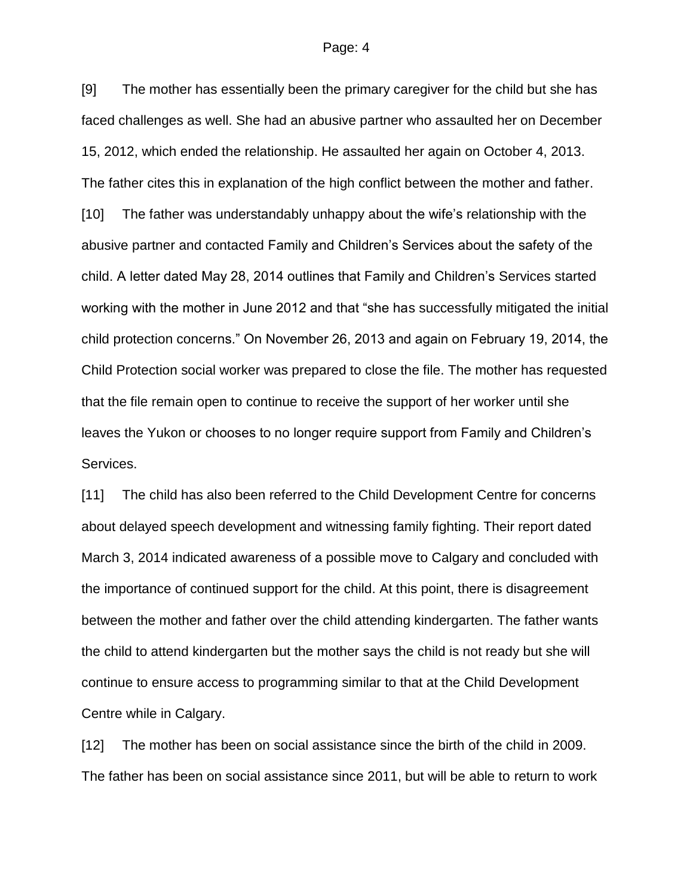[9] The mother has essentially been the primary caregiver for the child but she has faced challenges as well. She had an abusive partner who assaulted her on December 15, 2012, which ended the relationship. He assaulted her again on October 4, 2013. The father cites this in explanation of the high conflict between the mother and father.

[10] The father was understandably unhappy about the wife's relationship with the abusive partner and contacted Family and Children's Services about the safety of the child. A letter dated May 28, 2014 outlines that Family and Children's Services started working with the mother in June 2012 and that "she has successfully mitigated the initial child protection concerns." On November 26, 2013 and again on February 19, 2014, the Child Protection social worker was prepared to close the file. The mother has requested that the file remain open to continue to receive the support of her worker until she leaves the Yukon or chooses to no longer require support from Family and Children's Services.

[11] The child has also been referred to the Child Development Centre for concerns about delayed speech development and witnessing family fighting. Their report dated March 3, 2014 indicated awareness of a possible move to Calgary and concluded with the importance of continued support for the child. At this point, there is disagreement between the mother and father over the child attending kindergarten. The father wants the child to attend kindergarten but the mother says the child is not ready but she will continue to ensure access to programming similar to that at the Child Development Centre while in Calgary.

[12] The mother has been on social assistance since the birth of the child in 2009. The father has been on social assistance since 2011, but will be able to return to work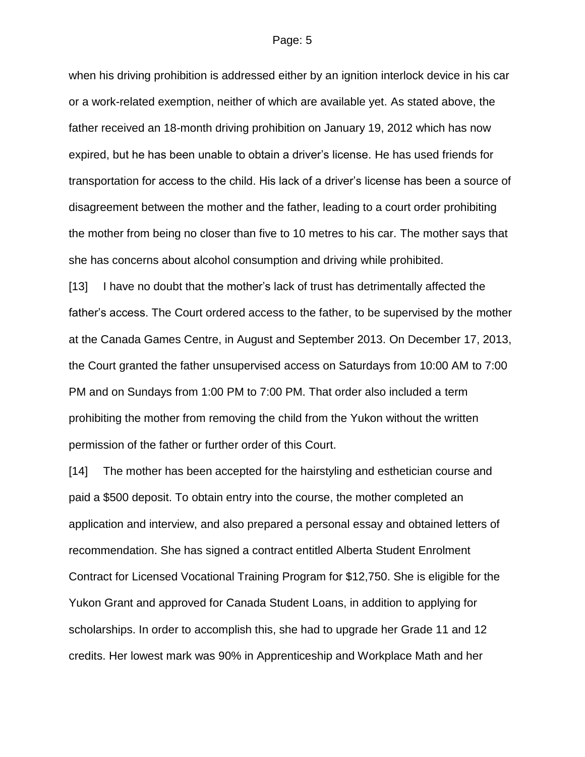when his driving prohibition is addressed either by an ignition interlock device in his car or a work-related exemption, neither of which are available yet. As stated above, the father received an 18-month driving prohibition on January 19, 2012 which has now expired, but he has been unable to obtain a driver's license. He has used friends for transportation for access to the child. His lack of a driver's license has been a source of disagreement between the mother and the father, leading to a court order prohibiting the mother from being no closer than five to 10 metres to his car. The mother says that she has concerns about alcohol consumption and driving while prohibited.

[13] I have no doubt that the mother's lack of trust has detrimentally affected the father's access. The Court ordered access to the father, to be supervised by the mother at the Canada Games Centre, in August and September 2013. On December 17, 2013, the Court granted the father unsupervised access on Saturdays from 10:00 AM to 7:00 PM and on Sundays from 1:00 PM to 7:00 PM. That order also included a term prohibiting the mother from removing the child from the Yukon without the written permission of the father or further order of this Court.

[14] The mother has been accepted for the hairstyling and esthetician course and paid a $500 deposit. To obtain entry into the course, the mother completed an application and interview, and also prepared a personal essay and obtained letters of recommendation. She has signed a contract entitled Alberta Student Enrolment Contract for Licensed Vocational Training Program for $12,750. She is eligible for the Yukon Grant and approved for Canada Student Loans, in addition to applying for scholarships. In order to accomplish this, she had to upgrade her Grade 11 and 12 credits. Her lowest mark was 90% in Apprenticeship and Workplace Math and her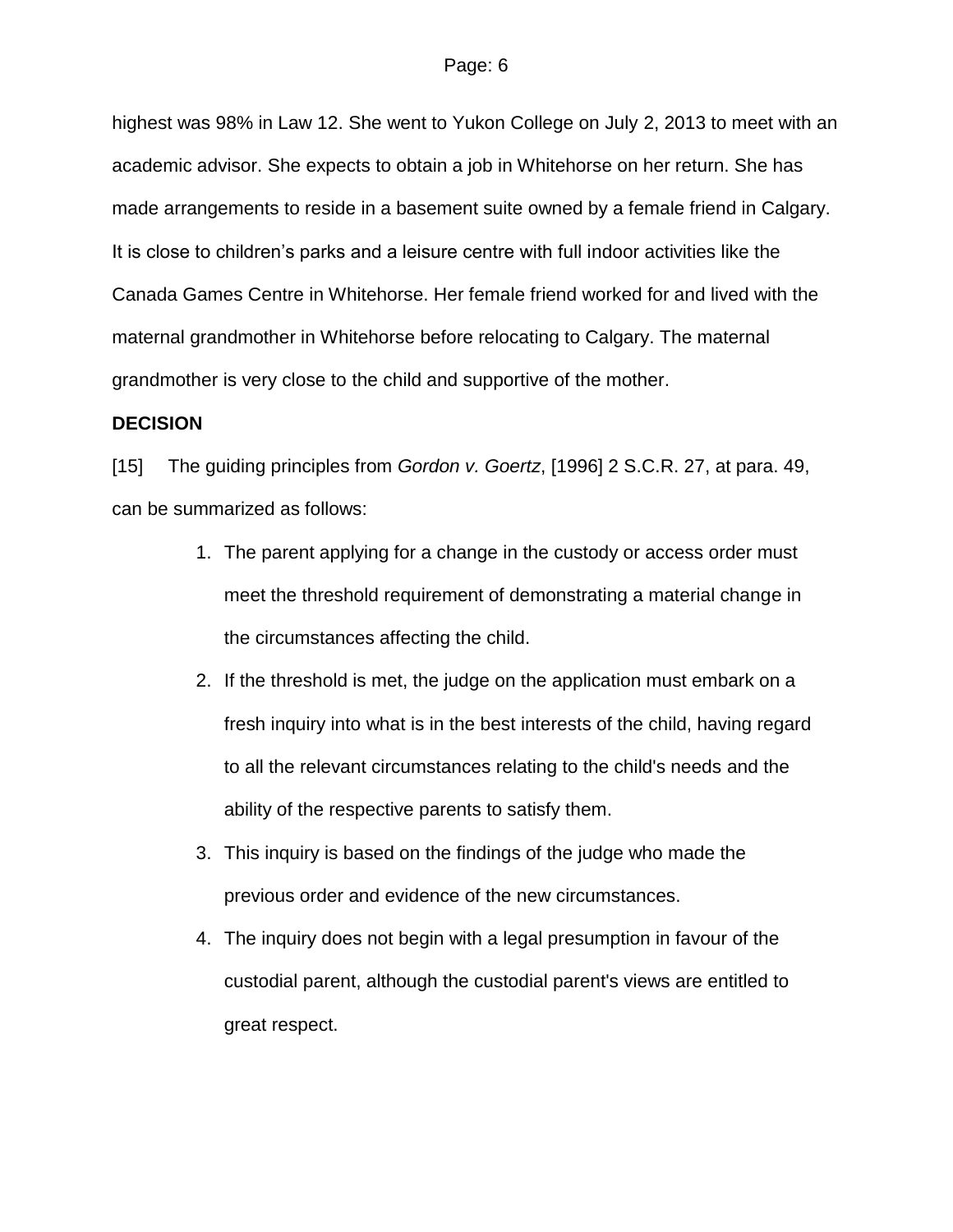highest was 98% in Law 12. She went to Yukon College on July 2, 2013 to meet with an academic advisor. She expects to obtain a job in Whitehorse on her return. She has made arrangements to reside in a basement suite owned by a female friend in Calgary. It is close to children's parks and a leisure centre with full indoor activities like the Canada Games Centre in Whitehorse. Her female friend worked for and lived with the maternal grandmother in Whitehorse before relocating to Calgary. The maternal grandmother is very close to the child and supportive of the mother.

**DECISION**

[15] The guiding principles from *Gordon v. Goertz*, [1996] 2 S.C.R. 27, at para. 49, can be summarized as follows:

1. The parent applying for a change in the custody or access order must meet the threshold requirement of demonstrating a material change in the circumstances affecting the child.
2. If the threshold is met, the judge on the application must embark on a fresh inquiry into what is in the best interests of the child, having regard to all the relevant circumstances relating to the child's needs and the ability of the respective parents to satisfy them.
3. This inquiry is based on the findings of the judge who made the previous order and evidence of the new circumstances.
4. The inquiry does not begin with a legal presumption in favour of the custodial parent, although the custodial parent's views are entitled to great respect.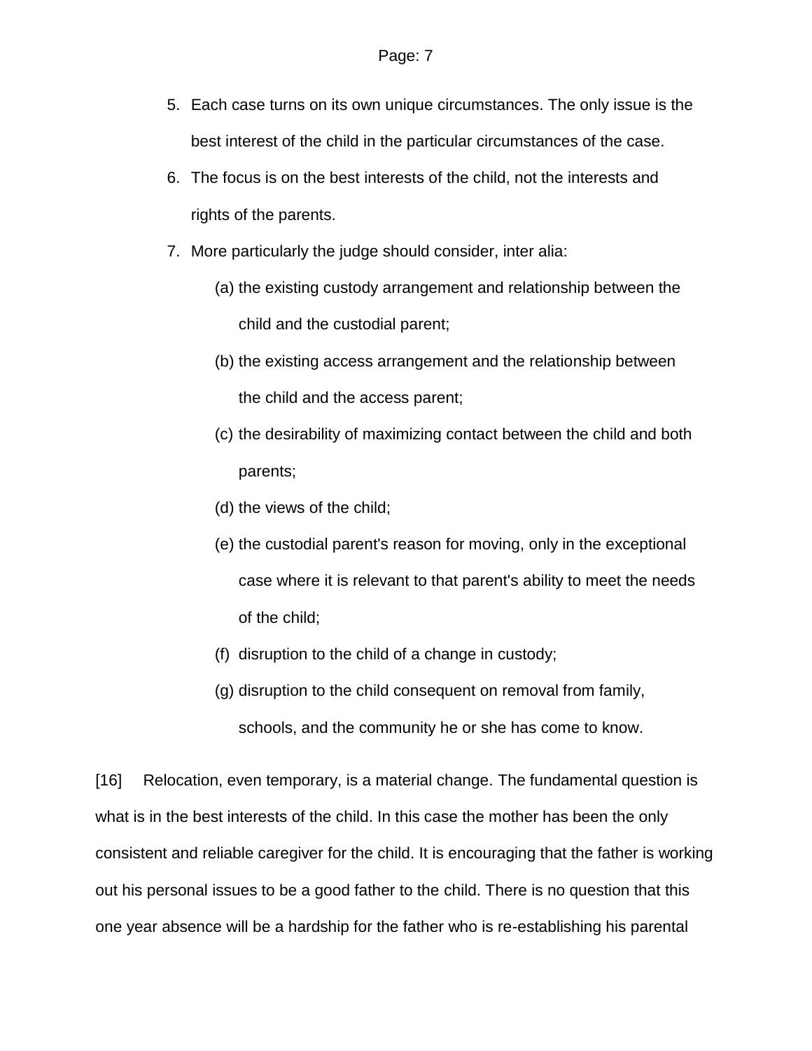5. Each case turns on its own unique circumstances. The only issue is the best interest of the child in the particular circumstances of the case.
6. The focus is on the best interests of the child, not the interests and rights of the parents.
7. More particularly the judge should consider, inter alia:
   (a) the existing custody arrangement and relationship between the child and the custodial parent;
   (b) the existing access arrangement and the relationship between the child and the access parent;
   (c) the desirability of maximizing contact between the child and both parents;
   (d) the views of the child;
   (e) the custodial parent's reason for moving, only in the exceptional case where it is relevant to that parent's ability to meet the needs of the child;
   (f) disruption to the child of a change in custody;
   (g) disruption to the child consequent on removal from family, schools, and the community he or she has come to know.

[16] Relocation, even temporary, is a material change. The fundamental question is what is in the best interests of the child. In this case the mother has been the only consistent and reliable caregiver for the child. It is encouraging that the father is working out his personal issues to be a good father to the child. There is no question that this one year absence will be a hardship for the father who is re-establishing his parental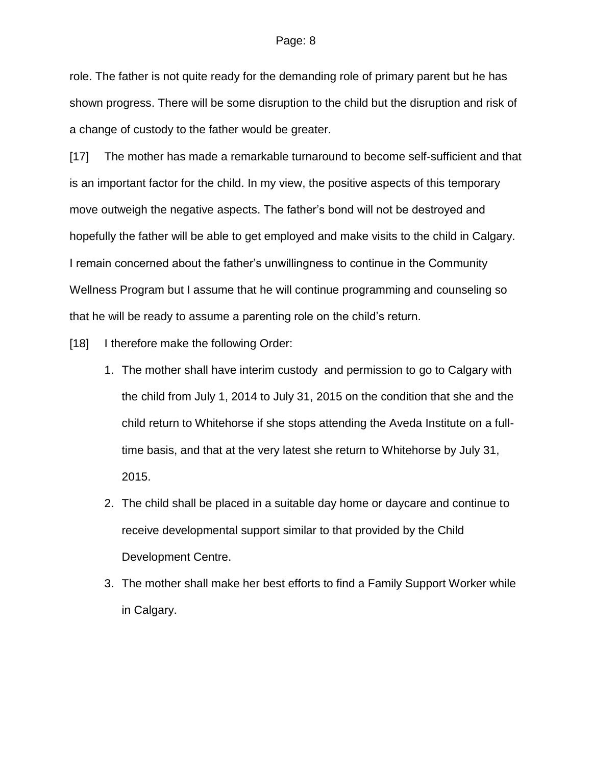role. The father is not quite ready for the demanding role of primary parent but he has shown progress. There will be some disruption to the child but the disruption and risk of a change of custody to the father would be greater.

[17] The mother has made a remarkable turnaround to become self-sufficient and that is an important factor for the child. In my view, the positive aspects of this temporary move outweigh the negative aspects. The father's bond will not be destroyed and hopefully the father will be able to get employed and make visits to the child in Calgary. I remain concerned about the father's unwillingness to continue in the Community Wellness Program but I assume that he will continue programming and counseling so that he will be ready to assume a parenting role on the child's return.

[18] I therefore make the following Order:

1. The mother shall have interim custody and permission to go to Calgary with the child from July 1, 2014 to July 31, 2015 on the condition that she and the child return to Whitehorse if she stops attending the Aveda Institute on a full-time basis, and that at the very latest she return to Whitehorse by July 31, 2015.
2. The child shall be placed in a suitable day home or daycare and continue to receive developmental support similar to that provided by the Child Development Centre.
3. The mother shall make her best efforts to find a Family Support Worker while in Calgary.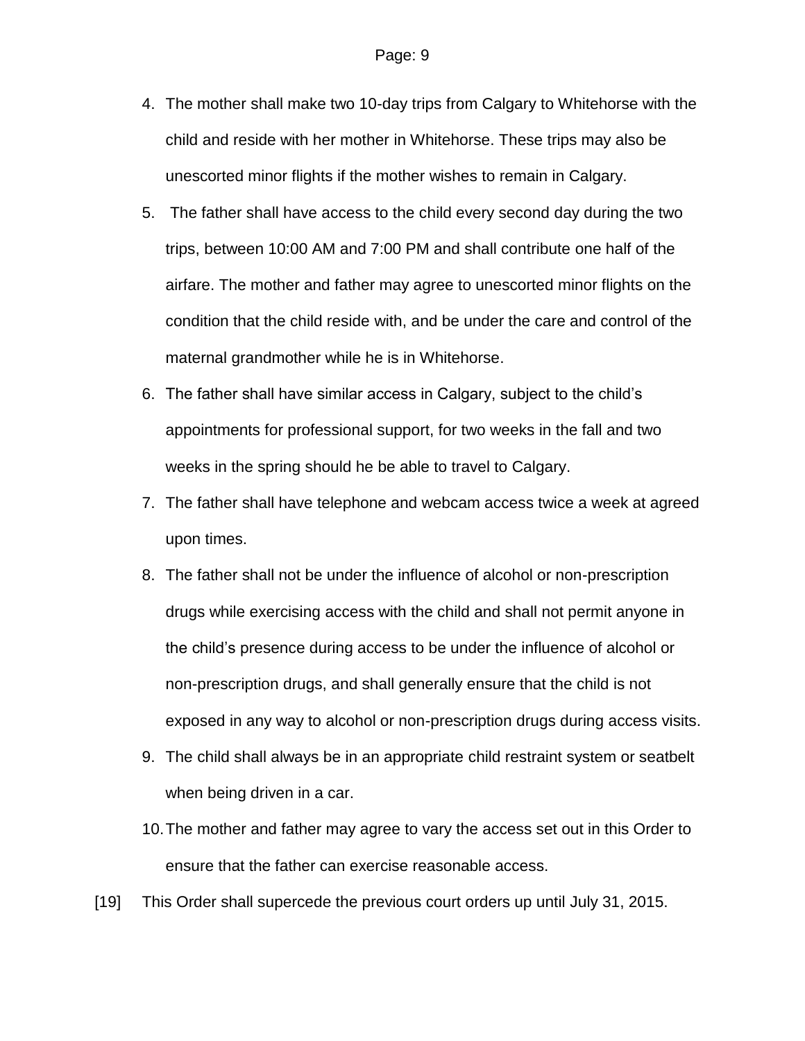4. The mother shall make two 10-day trips from Calgary to Whitehorse with the child and reside with her mother in Whitehorse. These trips may also be unescorted minor flights if the mother wishes to remain in Calgary.
5. The father shall have access to the child every second day during the two trips, between 10:00 AM and 7:00 PM and shall contribute one half of the airfare. The mother and father may agree to unescorted minor flights on the condition that the child reside with, and be under the care and control of the maternal grandmother while he is in Whitehorse.
6. The father shall have similar access in Calgary, subject to the child's appointments for professional support, for two weeks in the fall and two weeks in the spring should he be able to travel to Calgary.
7. The father shall have telephone and webcam access twice a week at agreed upon times.
8. The father shall not be under the influence of alcohol or non-prescription drugs while exercising access with the child and shall not permit anyone in the child's presence during access to be under the influence of alcohol or non-prescription drugs, and shall generally ensure that the child is not exposed in any way to alcohol or non-prescription drugs during access visits.
9. The child shall always be in an appropriate child restraint system or seatbelt when being driven in a car.
10. The mother and father may agree to vary the access set out in this Order to ensure that the father can exercise reasonable access.

[19] This Order shall supercede the previous court orders up until July 31, 2015.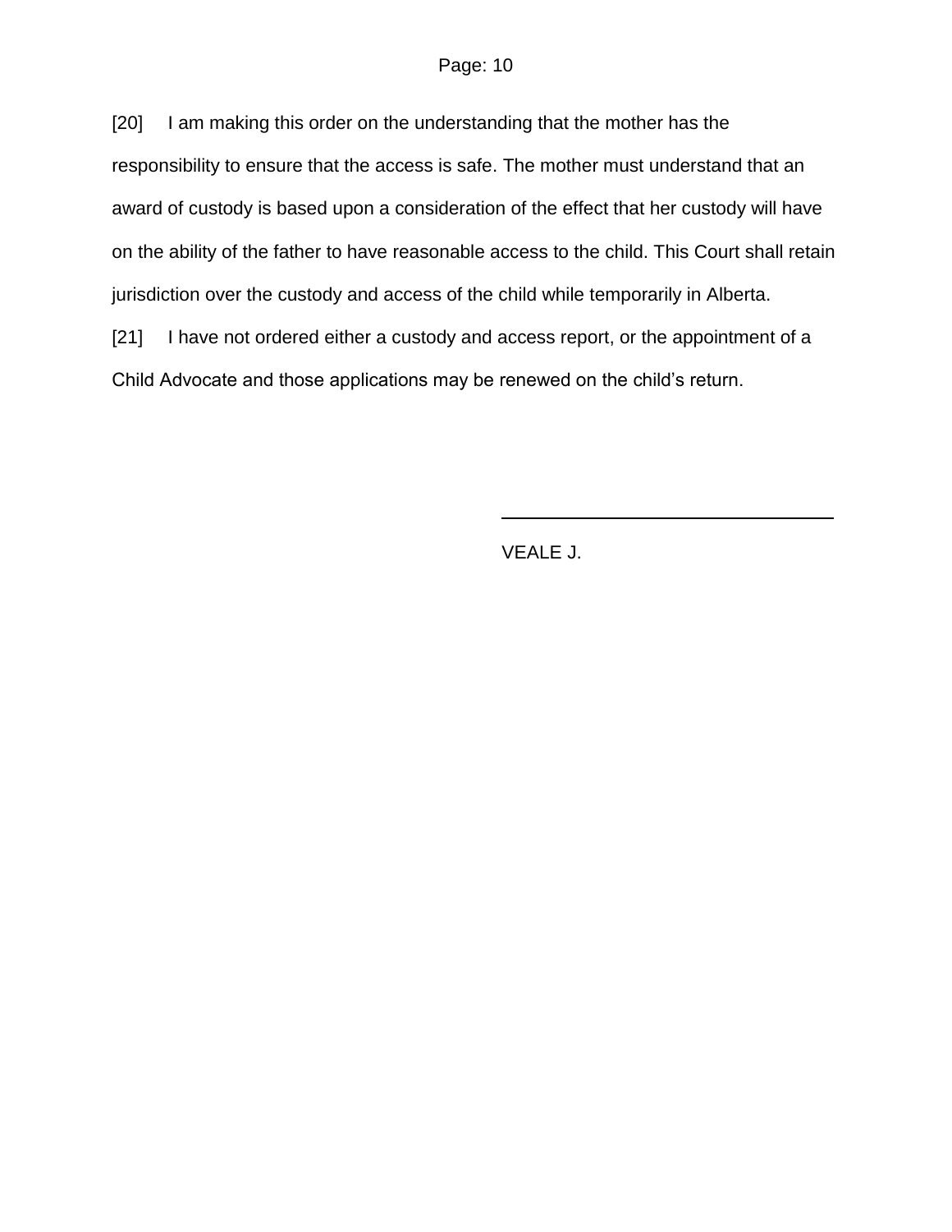[20] I am making this order on the understanding that the mother has the responsibility to ensure that the access is safe. The mother must understand that an award of custody is based upon a consideration of the effect that her custody will have on the ability of the father to have reasonable access to the child. This Court shall retain jurisdiction over the custody and access of the child while temporarily in Alberta.

[21] I have not ordered either a custody and access report, or the appointment of a Child Advocate and those applications may be renewed on the child's return.

VEALE J.